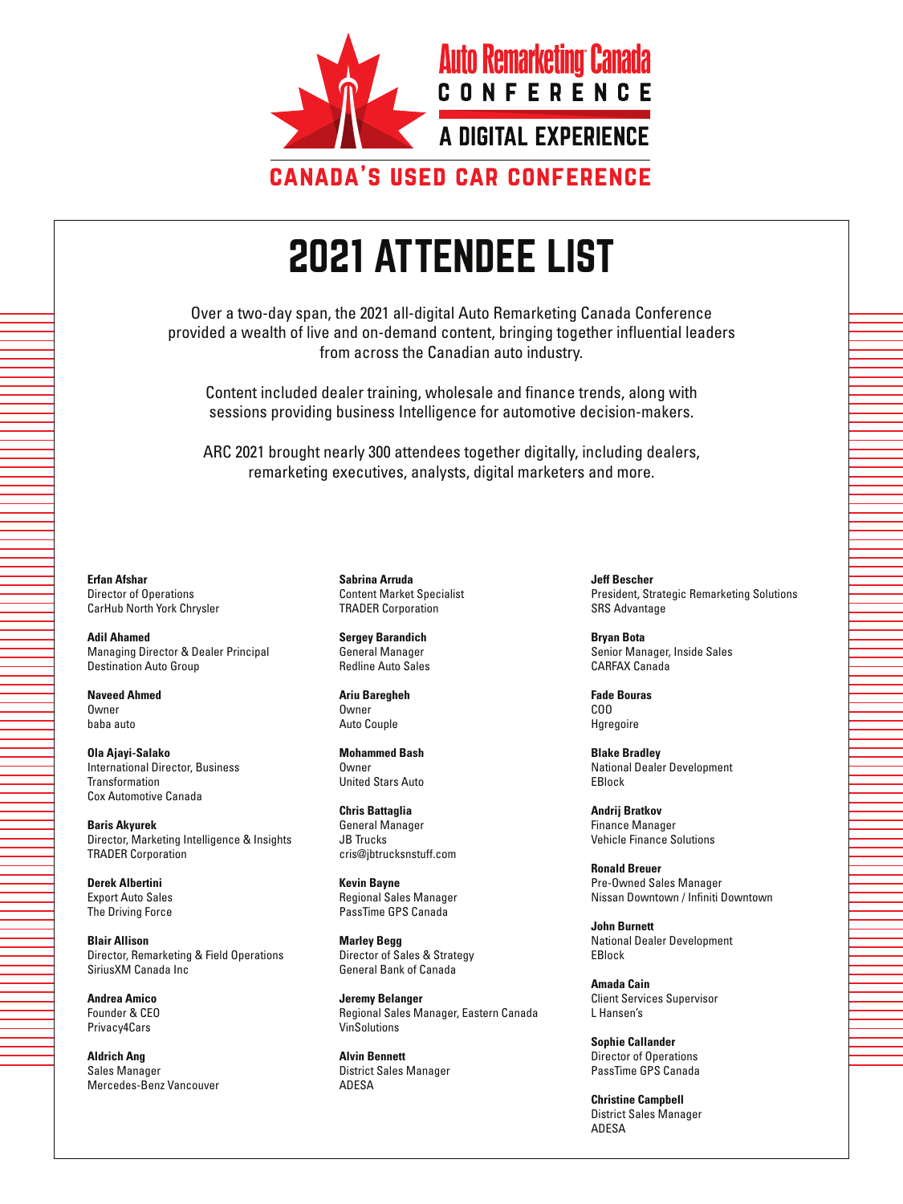Auto Remarketing Canada
CONFERENCE
A DIGITAL EXPERIENCE
CANADA'S USED CAR CONFERENCE

# 2021 ATTENDEE LIST

Over a two-day span, the 2021 all-digital Auto Remarketing Canada Conference provided a wealth of live and on-demand content, bringing together influential leaders from across the Canadian auto industry.

Content included dealer training, wholesale and finance trends, along with sessions providing business Intelligence for automotive decision-makers.

ARC 2021 brought nearly 300 attendees together digitally, including dealers, remarketing executives, analysts, digital marketers and more.

**Erfan Afshar**
Director of Operations
CarHub North York Chrysler

**Adil Ahamed**
Managing Director & Dealer Principal
Destination Auto Group

**Naveed Ahmed**
Owner
baba auto

**Ola Ajayi-Salako**
International Director, Business Transformation
Cox Automotive Canada

**Baris Akyurek**
Director, Marketing Intelligence & Insights
TRADER Corporation

**Derek Albertini**
Export Auto Sales
The Driving Force

**Blair Allison**
Director, Remarketing & Field Operations
SiriusXM Canada Inc

**Andrea Amico**
Founder & CEO
Privacy4Cars

**Aldrich Ang**
Sales Manager
Mercedes-Benz Vancouver

**Sabrina Arruda**
Content Market Specialist
TRADER Corporation

**Sergey Barandich**
General Manager
Redline Auto Sales

**Ariu Baregheh**
Owner
Auto Couple

**Mohammed Bash**
Owner
United Stars Auto

**Chris Battaglia**
General Manager
JB Trucks
cris@jbtrucksnstuff.com

**Kevin Bayne**
Regional Sales Manager
PassTime GPS Canada

**Marley Begg**
Director of Sales & Strategy
General Bank of Canada

**Jeremy Belanger**
Regional Sales Manager, Eastern Canada
VinSolutions

**Alvin Bennett**
District Sales Manager
ADESA

**Jeff Bescher**
President, Strategic Remarketing Solutions
SRS Advantage

**Bryan Bota**
Senior Manager, Inside Sales
CARFAX Canada

**Fade Bouras**
COO
Hgregoire

**Blake Bradley**
National Dealer Development
EBlock

**Andrij Bratkov**
Finance Manager
Vehicle Finance Solutions

**Ronald Breuer**
Pre-Owned Sales Manager
Nissan Downtown / Infiniti Downtown

**John Burnett**
National Dealer Development
EBlock

**Amada Cain**
Client Services Supervisor
L Hansen's

**Sophie Callander**
Director of Operations
PassTime GPS Canada

**Christine Campbell**
District Sales Manager
ADESA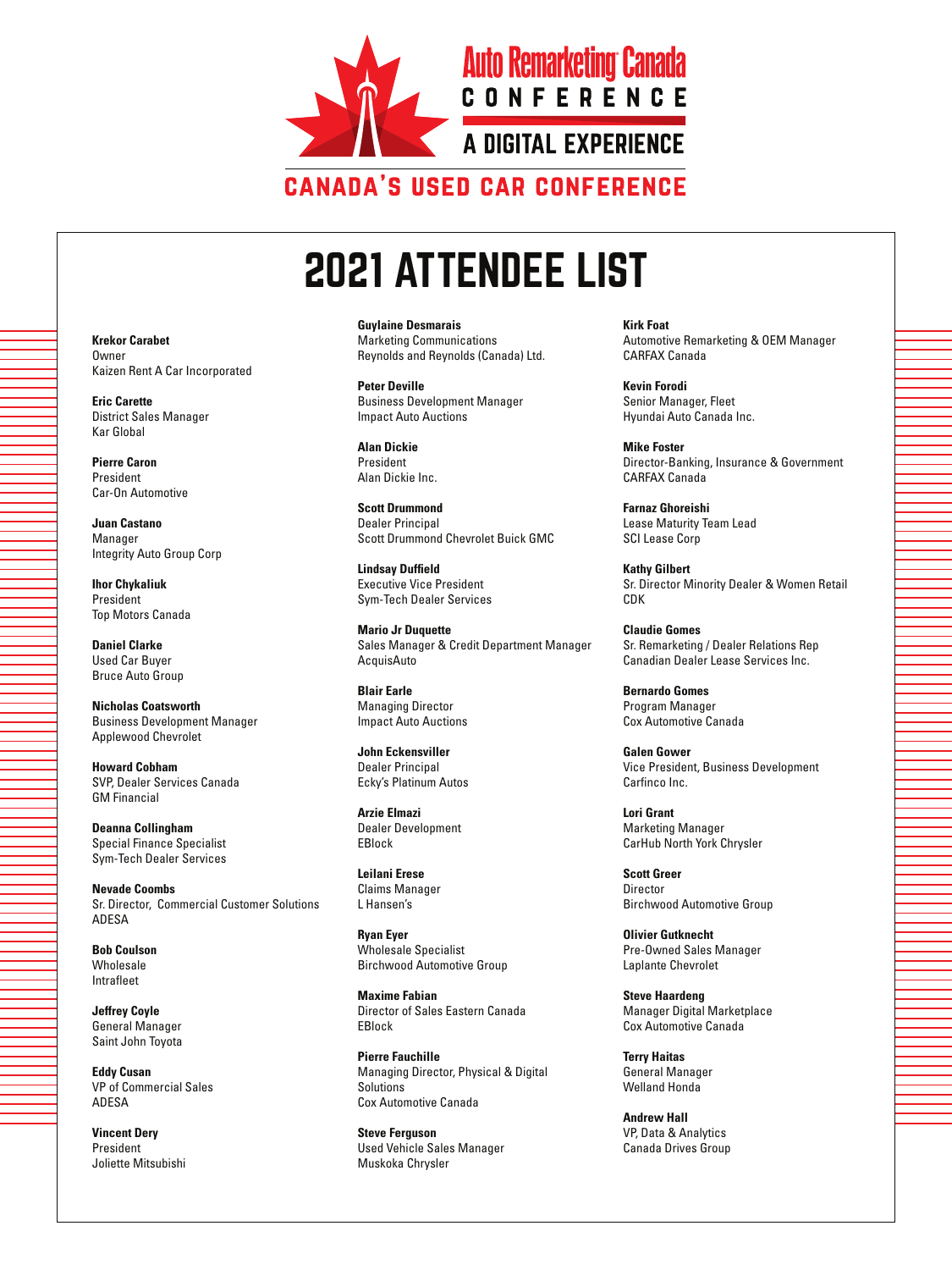# Auto Remarketing Canada CONFERENCE

## A DIGITAL EXPERIENCE

### CANADA'S USED CAR CONFERENCE

# 2021 ATTENDEE LIST

**Krekor Carabet**
Owner
Kaizen Rent A Car Incorporated

**Eric Carette**
District Sales Manager
Kar Global

**Pierre Caron**
President
Car-On Automotive

**Juan Castano**
Manager
Integrity Auto Group Corp

**Ihor Chykaliuk**
President
Top Motors Canada

**Daniel Clarke**
Used Car Buyer
Bruce Auto Group

**Nicholas Coatsworth**
Business Development Manager
Applewood Chevrolet

**Howard Cobham**
SVP, Dealer Services Canada
GM Financial

**Deanna Collingham**
Special Finance Specialist
Sym-Tech Dealer Services

**Nevade Coombs**
Sr. Director, Commercial Customer Solutions
ADESA

**Bob Coulson**
Wholesale
Intrafleet

**Jeffrey Coyle**
General Manager
Saint John Toyota

**Eddy Cusan**
VP of Commercial Sales
ADESA

**Vincent Dery**
President
Joliette Mitsubishi

**Guylaine Desmarais**
Marketing Communications
Reynolds and Reynolds (Canada) Ltd.

**Peter Deville**
Business Development Manager
Impact Auto Auctions

**Alan Dickie**
President
Alan Dickie Inc.

**Scott Drummond**
Dealer Principal
Scott Drummond Chevrolet Buick GMC

**Lindsay Duffield**
Executive Vice President
Sym-Tech Dealer Services

**Mario Jr Duquette**
Sales Manager & Credit Department Manager
AcquisAuto

**Blair Earle**
Managing Director
Impact Auto Auctions

**John Eckensviller**
Dealer Principal
Ecky's Platinum Autos

**Arzie Elmazi**
Dealer Development
EBlock

**Leilani Erese**
Claims Manager
L Hansen's

**Ryan Eyer**
Wholesale Specialist
Birchwood Automotive Group

**Maxime Fabian**
Director of Sales Eastern Canada
EBlock

**Pierre Fauchille**
Managing Director, Physical & Digital Solutions
Cox Automotive Canada

**Steve Ferguson**
Used Vehicle Sales Manager
Muskoka Chrysler

**Kirk Foat**
Automotive Remarketing & OEM Manager
CARFAX Canada

**Kevin Forodi**
Senior Manager, Fleet
Hyundai Auto Canada Inc.

**Mike Foster**
Director-Banking, Insurance & Government
CARFAX Canada

**Farnaz Ghoreishi**
Lease Maturity Team Lead
SCI Lease Corp

**Kathy Gilbert**
Sr. Director Minority Dealer & Women Retail
CDK

**Claudie Gomes**
Sr. Remarketing / Dealer Relations Rep
Canadian Dealer Lease Services Inc.

**Bernardo Gomes**
Program Manager
Cox Automotive Canada

**Galen Gower**
Vice President, Business Development
Carfinco Inc.

**Lori Grant**
Marketing Manager
CarHub North York Chrysler

**Scott Greer**
Director
Birchwood Automotive Group

**Olivier Gutknecht**
Pre-Owned Sales Manager
Laplante Chevrolet

**Steve Haardeng**
Manager Digital Marketplace
Cox Automotive Canada

**Terry Haitas**
General Manager
Welland Honda

**Andrew Hall**
VP, Data & Analytics
Canada Drives Group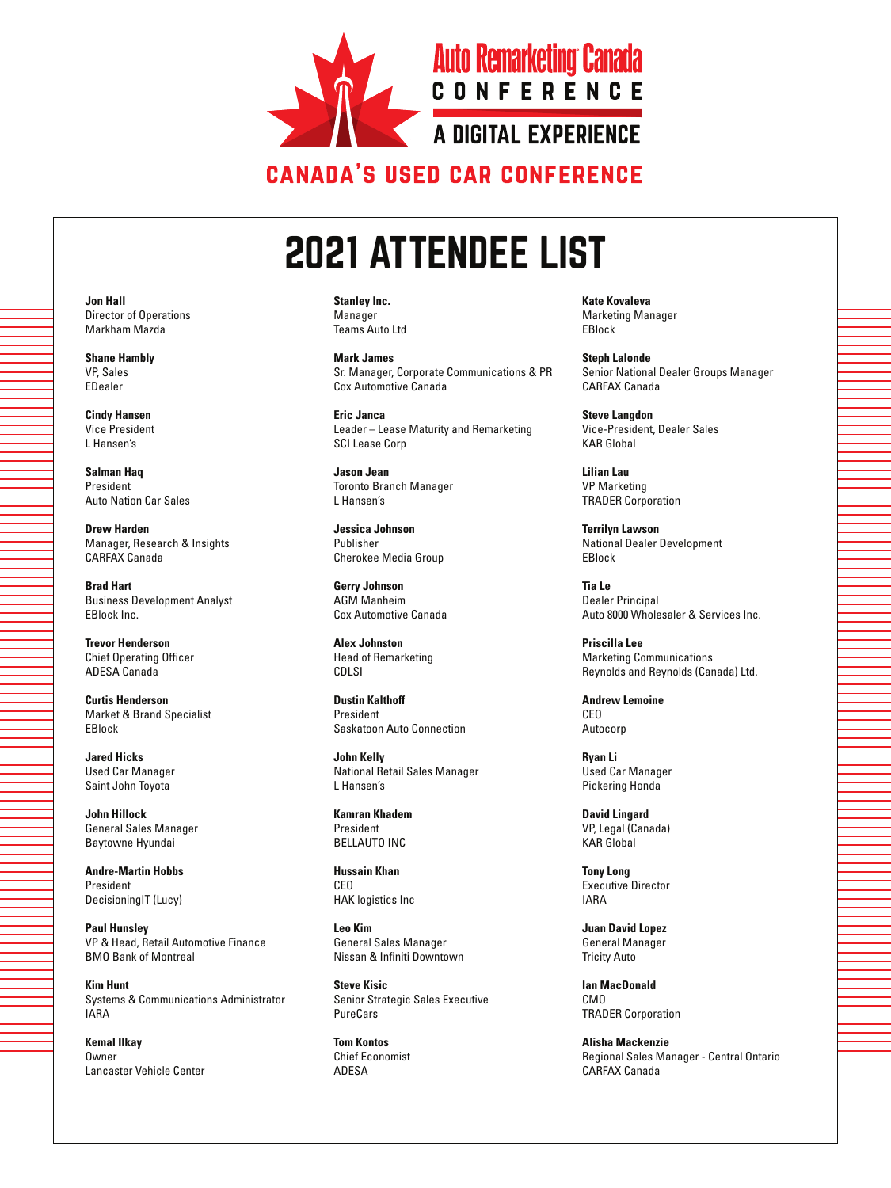Auto Remarketing Canada CONFERENCE

A DIGITAL EXPERIENCE

CANADA'S USED CAR CONFERENCE

# 2021 ATTENDEE LIST

**Jon Hall**
Director of Operations
Markham Mazda

**Shane Hambly**
VP, Sales
EDealer

**Cindy Hansen**
Vice President
L Hansen's

**Salman Haq**
President
Auto Nation Car Sales

**Drew Harden**
Manager, Research & Insights
CARFAX Canada

**Brad Hart**
Business Development Analyst
EBlock Inc.

**Trevor Henderson**
Chief Operating Officer
ADESA Canada

**Curtis Henderson**
Market & Brand Specialist
EBlock

**Jared Hicks**
Used Car Manager
Saint John Toyota

**John Hillock**
General Sales Manager
Baytowne Hyundai

**Andre-Martin Hobbs**
President
DecisioningIT (Lucy)

**Paul Hunsley**
VP & Head, Retail Automotive Finance
BMO Bank of Montreal

**Kim Hunt**
Systems & Communications Administrator
IARA

**Kemal Ilkay**
Owner
Lancaster Vehicle Center

**Stanley Inc.**
Manager
Teams Auto Ltd

**Mark James**
Sr. Manager, Corporate Communications & PR
Cox Automotive Canada

**Eric Janca**
Leader – Lease Maturity and Remarketing
SCI Lease Corp

**Jason Jean**
Toronto Branch Manager
L Hansen's

**Jessica Johnson**
Publisher
Cherokee Media Group

**Gerry Johnson**
AGM Manheim
Cox Automotive Canada

**Alex Johnston**
Head of Remarketing
CDLSI

**Dustin Kalthoff**
President
Saskatoon Auto Connection

**John Kelly**
National Retail Sales Manager
L Hansen's

**Kamran Khadem**
President
BELLAUTO INC

**Hussain Khan**
CEO
HAK logistics Inc

**Leo Kim**
General Sales Manager
Nissan & Infiniti Downtown

**Steve Kisic**
Senior Strategic Sales Executive
PureCars

**Tom Kontos**
Chief Economist
ADESA

**Kate Kovaleva**
Marketing Manager
EBlock

**Steph Lalonde**
Senior National Dealer Groups Manager
CARFAX Canada

**Steve Langdon**
Vice-President, Dealer Sales
KAR Global

**Lilian Lau**
VP Marketing
TRADER Corporation

**Terrilyn Lawson**
National Dealer Development
EBlock

**Tia Le**
Dealer Principal
Auto 8000 Wholesaler & Services Inc.

**Priscilla Lee**
Marketing Communications
Reynolds and Reynolds (Canada) Ltd.

**Andrew Lemoine**
CEO
Autocorp

**Ryan Li**
Used Car Manager
Pickering Honda

**David Lingard**
VP, Legal (Canada)
KAR Global

**Tony Long**
Executive Director
IARA

**Juan David Lopez**
General Manager
Tricity Auto

**Ian MacDonald**
CMO
TRADER Corporation

**Alisha Mackenzie**
Regional Sales Manager - Central Ontario
CARFAX Canada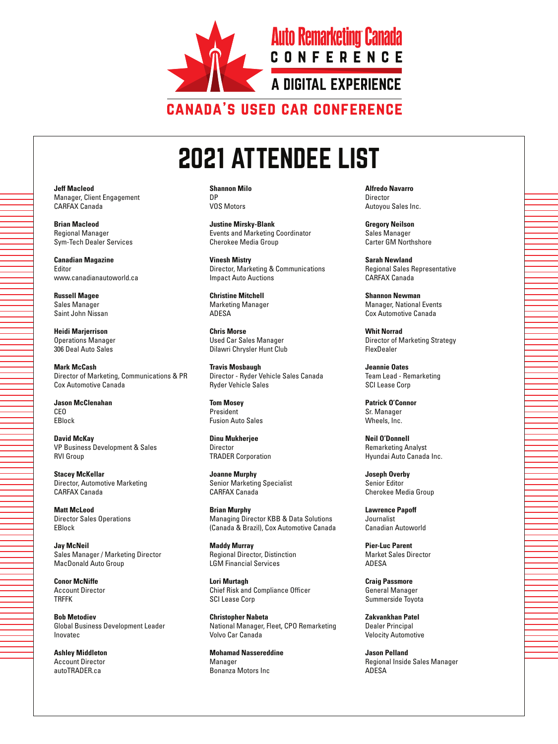Auto Remarketing Canada
CONFERENCE
A DIGITAL EXPERIENCE
CANADA'S USED CAR CONFERENCE

# 2021 ATTENDEE LIST

**Jeff Macleod**
Manager, Client Engagement
CARFAX Canada

**Brian Macleod**
Regional Manager
Sym-Tech Dealer Services

**Canadian Magazine**
Editor
www.canadianautoworld.ca

**Russell Magee**
Sales Manager
Saint John Nissan

**Heidi Marjerrison**
Operations Manager
306 Deal Auto Sales

**Mark McCash**
Director of Marketing, Communications & PR
Cox Automotive Canada

**Jason McClenahan**
CEO
EBlock

**David McKay**
VP Business Development & Sales
RVI Group

**Stacey McKellar**
Director, Automotive Marketing
CARFAX Canada

**Matt McLeod**
Director Sales Operations
EBlock

**Jay McNeil**
Sales Manager / Marketing Director
MacDonald Auto Group

**Conor McNiffe**
Account Director
TRFFK

**Bob Metodiev**
Global Business Development Leader
Inovatec

**Ashley Middleton**
Account Director
autoTRADER.ca

**Shannon Milo**
DP
VOS Motors

**Justine Mirsky-Blank**
Events and Marketing Coordinator
Cherokee Media Group

**Vinesh Mistry**
Director, Marketing & Communications
Impact Auto Auctions

**Christine Mitchell**
Marketing Manager
ADESA

**Chris Morse**
Used Car Sales Manager
Dilawri Chrysler Hunt Club

**Travis Mosbaugh**
Director - Ryder Vehicle Sales Canada
Ryder Vehicle Sales

**Tom Mosey**
President
Fusion Auto Sales

**Dinu Mukherjee**
Director
TRADER Corporation

**Joanne Murphy**
Senior Marketing Specialist
CARFAX Canada

**Brian Murphy**
Managing Director KBB & Data Solutions (Canada & Brazil), Cox Automotive Canada

**Maddy Murray**
Regional Director, Distinction
LGM Financial Services

**Lori Murtagh**
Chief Risk and Compliance Officer
SCI Lease Corp

**Christopher Nabeta**
National Manager, Fleet, CPO Remarketing
Volvo Car Canada

**Mohamad Nassereddine**
Manager
Bonanza Motors Inc

**Alfredo Navarro**
Director
Autoyou Sales Inc.

**Gregory Neilson**
Sales Manager
Carter GM Northshore

**Sarah Newland**
Regional Sales Representative
CARFAX Canada

**Shannon Newman**
Manager, National Events
Cox Automotive Canada

**Whit Norrad**
Director of Marketing Strategy
FlexDealer

**Jeannie Oates**
Team Lead - Remarketing
SCI Lease Corp

**Patrick O'Connor**
Sr. Manager
Wheels, Inc.

**Neil O'Donnell**
Remarketing Analyst
Hyundai Auto Canada Inc.

**Joseph Overby**
Senior Editor
Cherokee Media Group

**Lawrence Papoff**
Journalist
Canadian Autoworld

**Pier-Luc Parent**
Market Sales Director
ADESA

**Craig Passmore**
General Manager
Summerside Toyota

**Zakvankhan Patel**
Dealer Principal
Velocity Automotive

**Jason Pelland**
Regional Inside Sales Manager
ADESA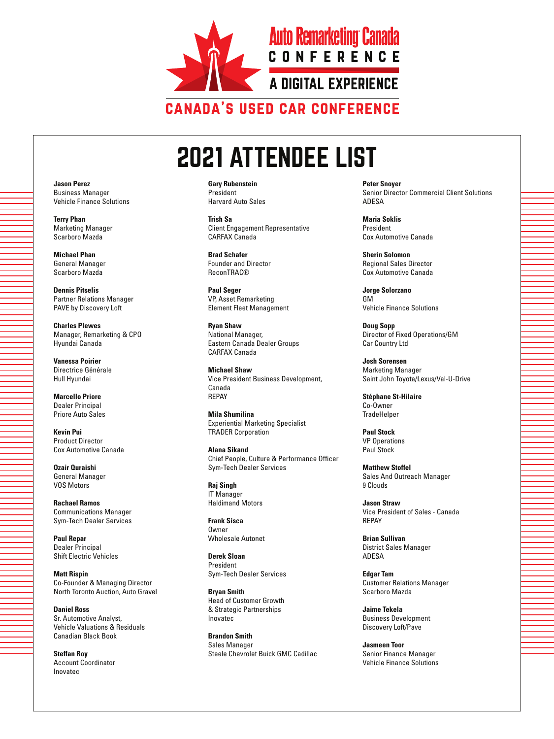Auto Remarketing Canada CONFERENCE

A DIGITAL EXPERIENCE

CANADA'S USED CAR CONFERENCE

# 2021 ATTENDEE LIST

**Jason Perez**
Business Manager
Vehicle Finance Solutions

**Terry Phan**
Marketing Manager
Scarboro Mazda

**Michael Phan**
General Manager
Scarboro Mazda

**Dennis Pitselis**
Partner Relations Manager
PAVE by Discovery Loft

**Charles Plewes**
Manager, Remarketing & CPO
Hyundai Canada

**Vanessa Poirier**
Directrice Générale
Hull Hyundai

**Marcello Priore**
Dealer Principal
Priore Auto Sales

**Kevin Pui**
Product Director
Cox Automotive Canada

**Ozair Quraishi**
General Manager
VOS Motors

**Rachael Ramos**
Communications Manager
Sym-Tech Dealer Services

**Paul Repar**
Dealer Principal
Shift Electric Vehicles

**Matt Rispin**
Co-Founder & Managing Director
North Toronto Auction, Auto Gravel

**Daniel Ross**
Sr. Automotive Analyst,
Vehicle Valuations & Residuals
Canadian Black Book

**Steffan Roy**
Account Coordinator
Inovatec

**Gary Rubenstein**
President
Harvard Auto Sales

**Trish Sa**
Client Engagement Representative
CARFAX Canada

**Brad Schafer**
Founder and Director
ReconTRAC®

**Paul Seger**
VP, Asset Remarketing
Element Fleet Management

**Ryan Shaw**
National Manager,
Eastern Canada Dealer Groups
CARFAX Canada

**Michael Shaw**
Vice President Business Development,
Canada
REPAY

**Mila Shumilina**
Experiential Marketing Specialist
TRADER Corporation

**Alana Sikand**
Chief People, Culture & Performance Officer
Sym-Tech Dealer Services

**Raj Singh**
IT Manager
Haldimand Motors

**Frank Sisca**
Owner
Wholesale Autonet

**Derek Sloan**
President
Sym-Tech Dealer Services

**Bryan Smith**
Head of Customer Growth
& Strategic Partnerships
Inovatec

**Brandon Smith**
Sales Manager
Steele Chevrolet Buick GMC Cadillac

**Peter Snoyer**
Senior Director Commercial Client Solutions
ADESA

**Maria Soklis**
President
Cox Automotive Canada

**Sherin Solomon**
Regional Sales Director
Cox Automotive Canada

**Jorge Solorzano**
GM
Vehicle Finance Solutions

**Doug Sopp**
Director of Fixed Operations/GM
Car Country Ltd

**Josh Sorensen**
Marketing Manager
Saint John Toyota/Lexus/Val-U-Drive

**Stéphane St-Hilaire**
Co-Owner
TradeHelper

**Paul Stock**
VP Operations
Paul Stock

**Matthew Stoffel**
Sales And Outreach Manager
9 Clouds

**Jason Straw**
Vice President of Sales - Canada
REPAY

**Brian Sullivan**
District Sales Manager
ADESA

**Edgar Tam**
Customer Relations Manager
Scarboro Mazda

**Jaime Tekela**
Business Development
Discovery Loft/Pave

**Jasmeen Toor**
Senior Finance Manager
Vehicle Finance Solutions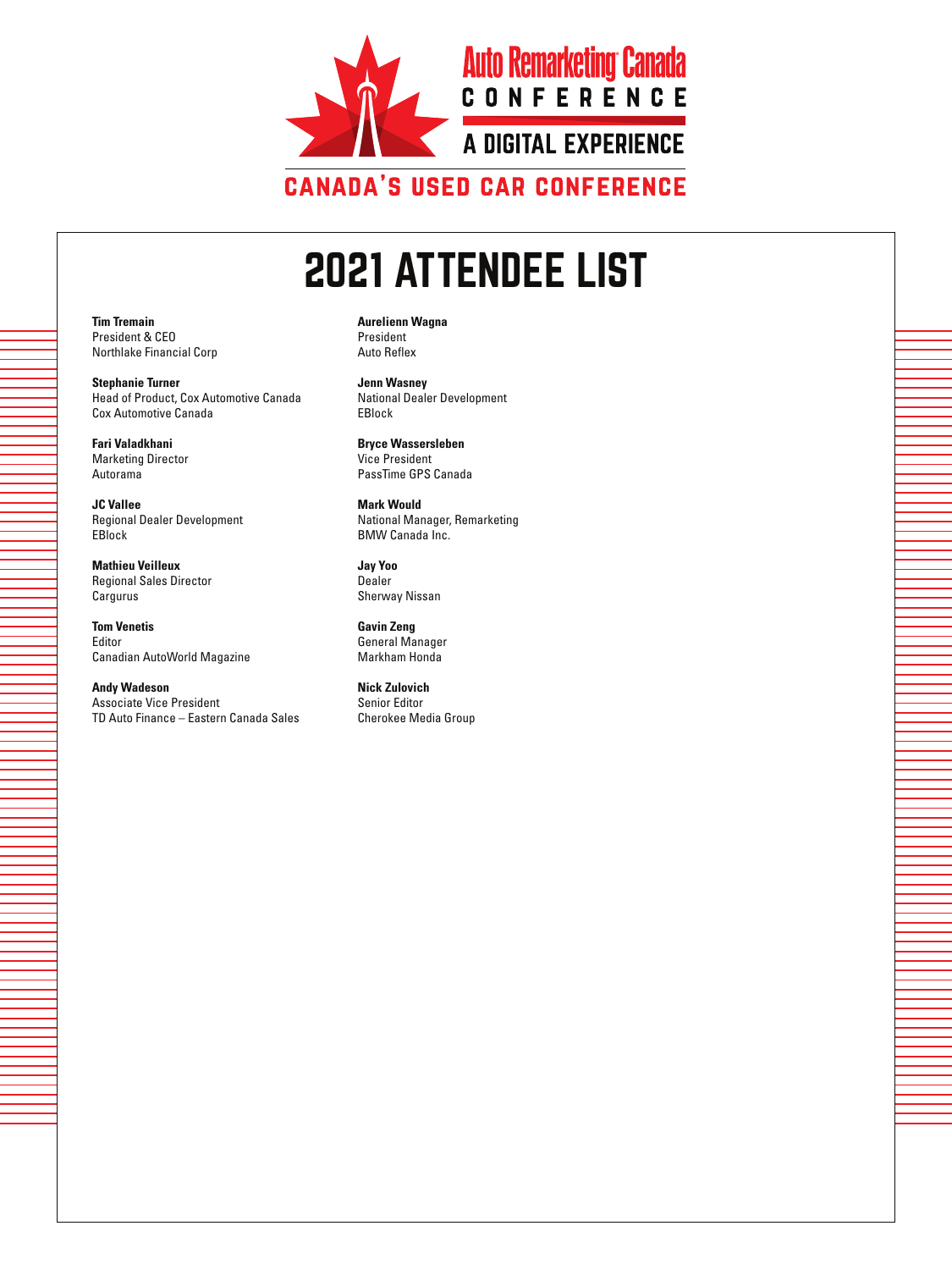Auto Remarketing Canada
CONFERENCE
A DIGITAL EXPERIENCE
CANADA'S USED CAR CONFERENCE

# 2021 ATTENDEE LIST

**Tim Tremain**
President & CEO
Northlake Financial Corp

**Stephanie Turner**
Head of Product, Cox Automotive Canada
Cox Automotive Canada

**Fari Valadkhani**
Marketing Director
Autorama

**JC Vallee**
Regional Dealer Development
EBlock

**Mathieu Veilleux**
Regional Sales Director
Cargurus

**Tom Venetis**
Editor
Canadian AutoWorld Magazine

**Andy Wadeson**
Associate Vice President
TD Auto Finance – Eastern Canada Sales

**Aurelienn Wagna**
President
Auto Reflex

**Jenn Wasney**
National Dealer Development
EBlock

**Bryce Wassersleben**
Vice President
PassTime GPS Canada

**Mark Would**
National Manager, Remarketing
BMW Canada Inc.

**Jay Yoo**
Dealer
Sherway Nissan

**Gavin Zeng**
General Manager
Markham Honda

**Nick Zulovich**
Senior Editor
Cherokee Media Group